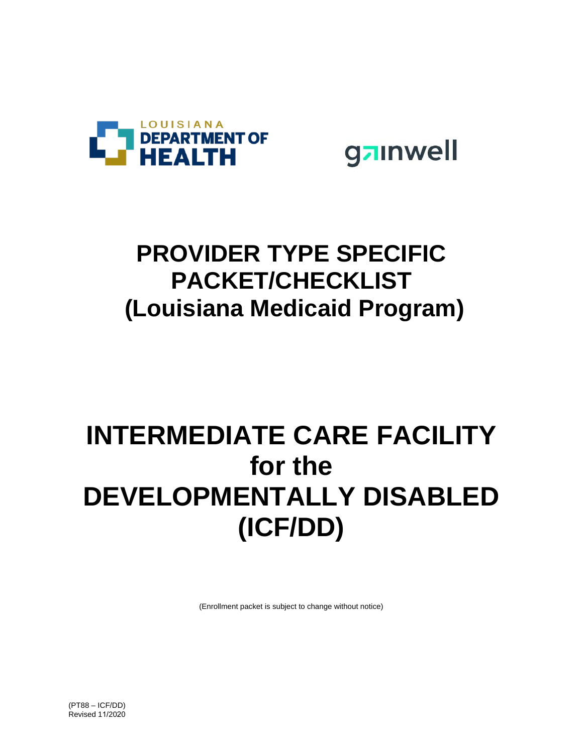LOUISIANA DEPARTMENT OF HEALTH

gainwell

# PROVIDER TYPE SPECIFIC PACKET/CHECKLIST (Louisiana Medicaid Program)

# INTERMEDIATE CARE FACILITY for the DEVELOPMENTALLY DISABLED (ICF/DD)

(Enrollment packet is subject to change without notice)

(PT88 – ICF/DD)
Revised 11/2020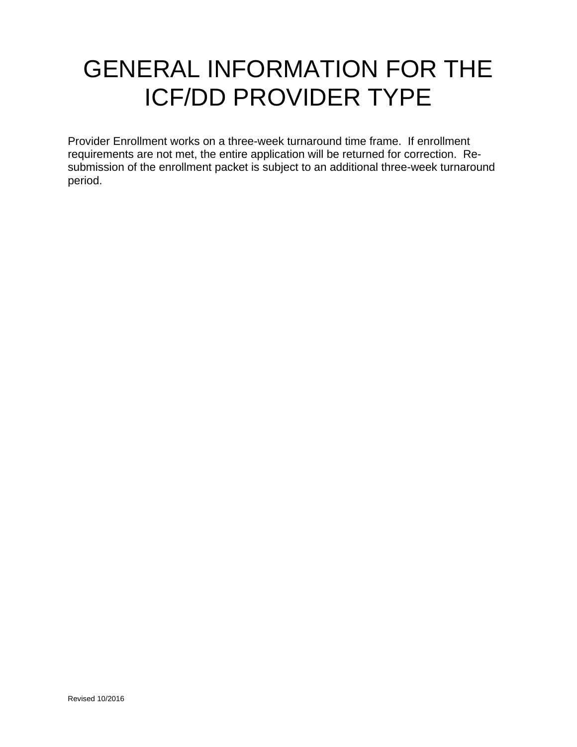# GENERAL INFORMATION FOR THE ICF/DD PROVIDER TYPE

Provider Enrollment works on a three-week turnaround time frame. If enrollment requirements are not met, the entire application will be returned for correction. Re-submission of the enrollment packet is subject to an additional three-week turnaround period.

Revised 10/2016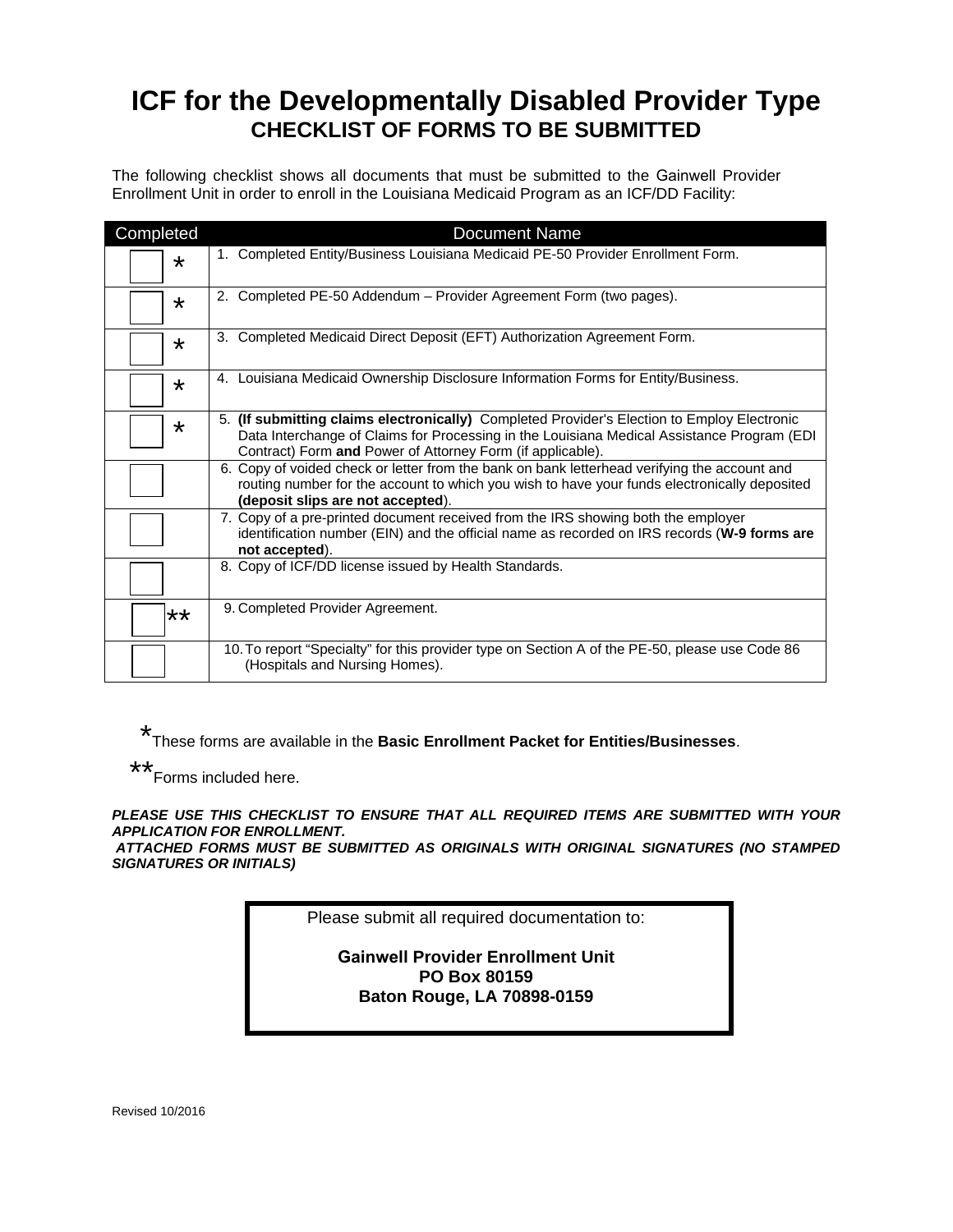# ICF for the Developmentally Disabled Provider Type

## CHECKLIST OF FORMS TO BE SUBMITTED

The following checklist shows all documents that must be submitted to the Gainwell Provider Enrollment Unit in order to enroll in the Louisiana Medicaid Program as an ICF/DD Facility:

| Completed | Document Name |
|---|---|
| ☐ * | 1. Completed Entity/Business Louisiana Medicaid PE-50 Provider Enrollment Form. |
| ☐ * | 2. Completed PE-50 Addendum – Provider Agreement Form (two pages). |
| ☐ * | 3. Completed Medicaid Direct Deposit (EFT) Authorization Agreement Form. |
| ☐ * | 4. Louisiana Medicaid Ownership Disclosure Information Forms for Entity/Business. |
| ☐ * | 5. **(If submitting claims electronically)** Completed Provider's Election to Employ Electronic Data Interchange of Claims for Processing in the Louisiana Medical Assistance Program (EDI Contract) Form **and** Power of Attorney Form (if applicable). |
| ☐ | 6. Copy of voided check or letter from the bank on bank letterhead verifying the account and routing number for the account to which you wish to have your funds electronically deposited **(deposit slips are not accepted)**. |
| ☐ | 7. Copy of a pre-printed document received from the IRS showing both the employer identification number (EIN) and the official name as recorded on IRS records (**W-9 forms are not accepted**). |
| ☐ | 8. Copy of ICF/DD license issued by Health Standards. |
| ☐ ** | 9. Completed Provider Agreement. |
| ☐ | 10. To report "Specialty" for this provider type on Section A of the PE-50, please use Code 86 (Hospitals and Nursing Homes). |

*These forms are available in the **Basic Enrollment Packet for Entities/Businesses**.

**Forms included here.

***PLEASE USE THIS CHECKLIST TO ENSURE THAT ALL REQUIRED ITEMS ARE SUBMITTED WITH YOUR APPLICATION FOR ENROLLMENT.***

***ATTACHED FORMS MUST BE SUBMITTED AS ORIGINALS WITH ORIGINAL SIGNATURES (NO STAMPED SIGNATURES OR INITIALS)***

Please submit all required documentation to:

**Gainwell Provider Enrollment Unit**
**PO Box 80159**
**Baton Rouge, LA 70898-0159**

Revised 10/2016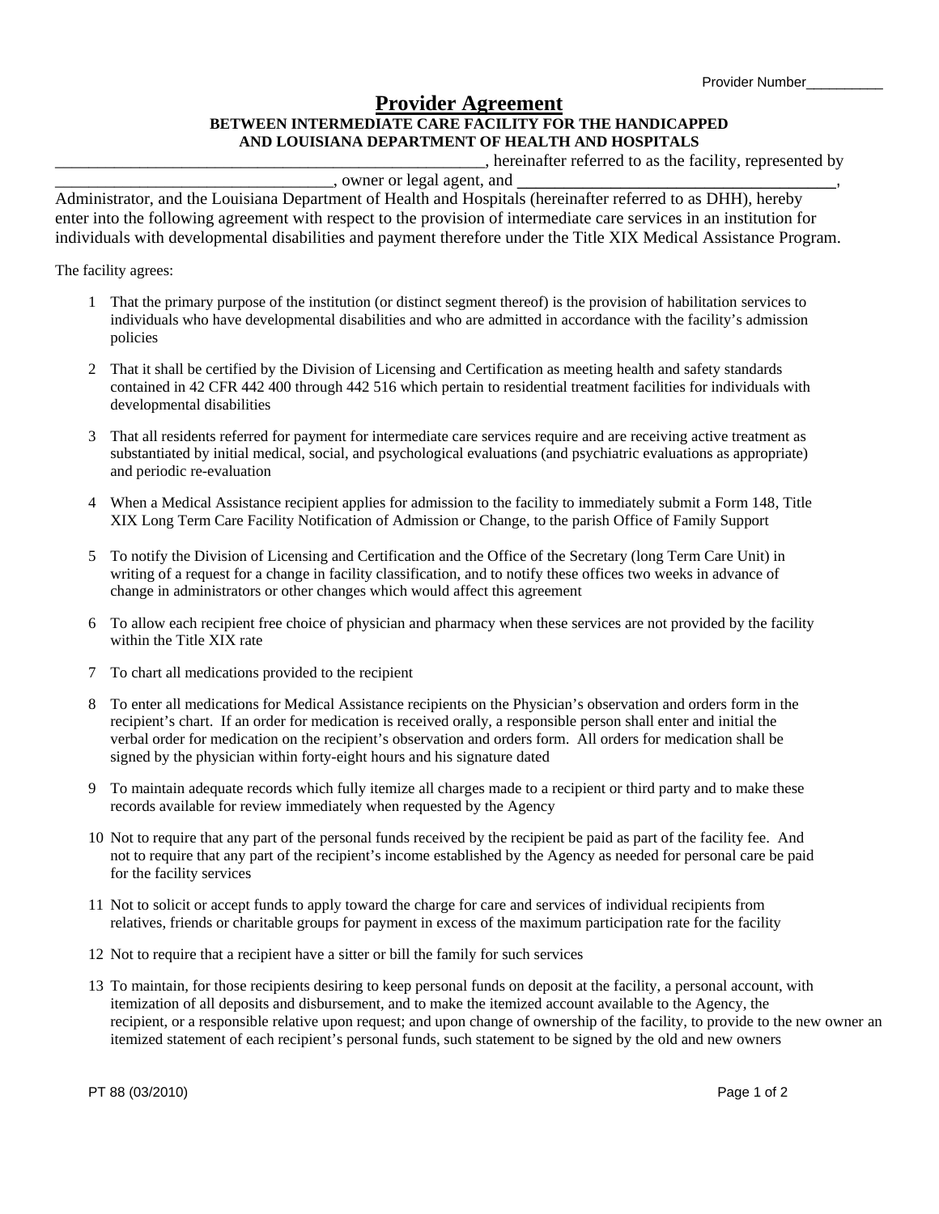Provider Number__________

# Provider Agreement

### BETWEEN INTERMEDIATE CARE FACILITY FOR THE HANDICAPPED AND LOUISIANA DEPARTMENT OF HEALTH AND HOSPITALS

____________________________________________________, hereinafter referred to as the facility, represented by ________________________________, owner or legal agent, and ____________________________________, Administrator, and the Louisiana Department of Health and Hospitals (hereinafter referred to as DHH), hereby enter into the following agreement with respect to the provision of intermediate care services in an institution for individuals with developmental disabilities and payment therefore under the Title XIX Medical Assistance Program.

The facility agrees:

1. That the primary purpose of the institution (or distinct segment thereof) is the provision of habilitation services to individuals who have developmental disabilities and who are admitted in accordance with the facility's admission policies
2. That it shall be certified by the Division of Licensing and Certification as meeting health and safety standards contained in 42 CFR 442 400 through 442 516 which pertain to residential treatment facilities for individuals with developmental disabilities
3. That all residents referred for payment for intermediate care services require and are receiving active treatment as substantiated by initial medical, social, and psychological evaluations (and psychiatric evaluations as appropriate) and periodic re-evaluation
4. When a Medical Assistance recipient applies for admission to the facility to immediately submit a Form 148, Title XIX Long Term Care Facility Notification of Admission or Change, to the parish Office of Family Support
5. To notify the Division of Licensing and Certification and the Office of the Secretary (long Term Care Unit) in writing of a request for a change in facility classification, and to notify these offices two weeks in advance of change in administrators or other changes which would affect this agreement
6. To allow each recipient free choice of physician and pharmacy when these services are not provided by the facility within the Title XIX rate
7. To chart all medications provided to the recipient
8. To enter all medications for Medical Assistance recipients on the Physician's observation and orders form in the recipient's chart. If an order for medication is received orally, a responsible person shall enter and initial the verbal order for medication on the recipient's observation and orders form. All orders for medication shall be signed by the physician within forty-eight hours and his signature dated
9. To maintain adequate records which fully itemize all charges made to a recipient or third party and to make these records available for review immediately when requested by the Agency
10. Not to require that any part of the personal funds received by the recipient be paid as part of the facility fee. And not to require that any part of the recipient's income established by the Agency as needed for personal care be paid for the facility services
11. Not to solicit or accept funds to apply toward the charge for care and services of individual recipients from relatives, friends or charitable groups for payment in excess of the maximum participation rate for the facility
12. Not to require that a recipient have a sitter or bill the family for such services
13. To maintain, for those recipients desiring to keep personal funds on deposit at the facility, a personal account, with itemization of all deposits and disbursement, and to make the itemized account available to the Agency, the recipient, or a responsible relative upon request; and upon change of ownership of the facility, to provide to the new owner an itemized statement of each recipient's personal funds, such statement to be signed by the old and new owners

PT 88 (03/2010)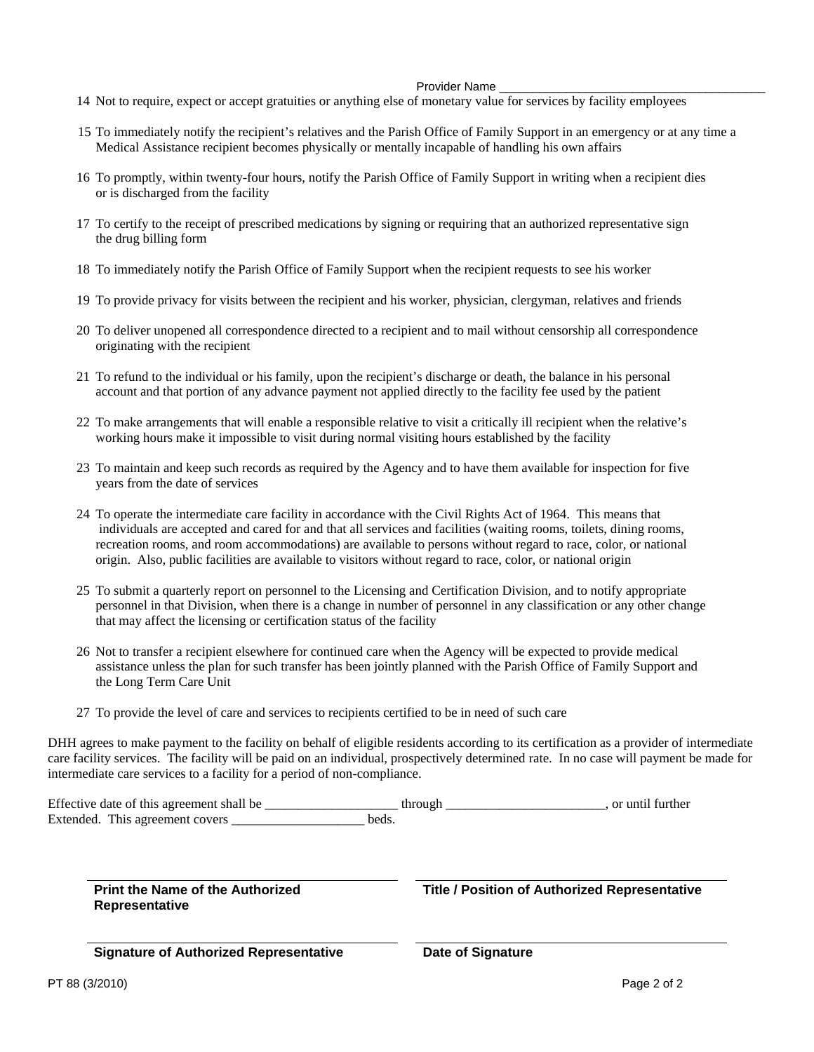Provider Name ________________________________________

14 Not to require, expect or accept gratuities or anything else of monetary value for services by facility employees

15 To immediately notify the recipient's relatives and the Parish Office of Family Support in an emergency or at any time a Medical Assistance recipient becomes physically or mentally incapable of handling his own affairs

16 To promptly, within twenty-four hours, notify the Parish Office of Family Support in writing when a recipient dies or is discharged from the facility

17 To certify to the receipt of prescribed medications by signing or requiring that an authorized representative sign the drug billing form

18 To immediately notify the Parish Office of Family Support when the recipient requests to see his worker

19 To provide privacy for visits between the recipient and his worker, physician, clergyman, relatives and friends

20 To deliver unopened all correspondence directed to a recipient and to mail without censorship all correspondence originating with the recipient

21 To refund to the individual or his family, upon the recipient's discharge or death, the balance in his personal account and that portion of any advance payment not applied directly to the facility fee used by the patient

22 To make arrangements that will enable a responsible relative to visit a critically ill recipient when the relative's working hours make it impossible to visit during normal visiting hours established by the facility

23 To maintain and keep such records as required by the Agency and to have them available for inspection for five years from the date of services

24 To operate the intermediate care facility in accordance with the Civil Rights Act of 1964. This means that individuals are accepted and cared for and that all services and facilities (waiting rooms, toilets, dining rooms, recreation rooms, and room accommodations) are available to persons without regard to race, color, or national origin. Also, public facilities are available to visitors without regard to race, color, or national origin

25 To submit a quarterly report on personnel to the Licensing and Certification Division, and to notify appropriate personnel in that Division, when there is a change in number of personnel in any classification or any other change that may affect the licensing or certification status of the facility

26 Not to transfer a recipient elsewhere for continued care when the Agency will be expected to provide medical assistance unless the plan for such transfer has been jointly planned with the Parish Office of Family Support and the Long Term Care Unit

27 To provide the level of care and services to recipients certified to be in need of such care

DHH agrees to make payment to the facility on behalf of eligible residents according to its certification as a provider of intermediate care facility services. The facility will be paid on an individual, prospectively determined rate. In no case will payment be made for intermediate care services to a facility for a period of non-compliance.

Effective date of this agreement shall be ____________________ through ________________________, or until further Extended. This agreement covers ____________________ beds.

| | |
|---|---|
| **Print the Name of the Authorized Representative** | **Title / Position of Authorized Representative** |
| **Signature of Authorized Representative** | **Date of Signature** |

PT 88 (3/2010)